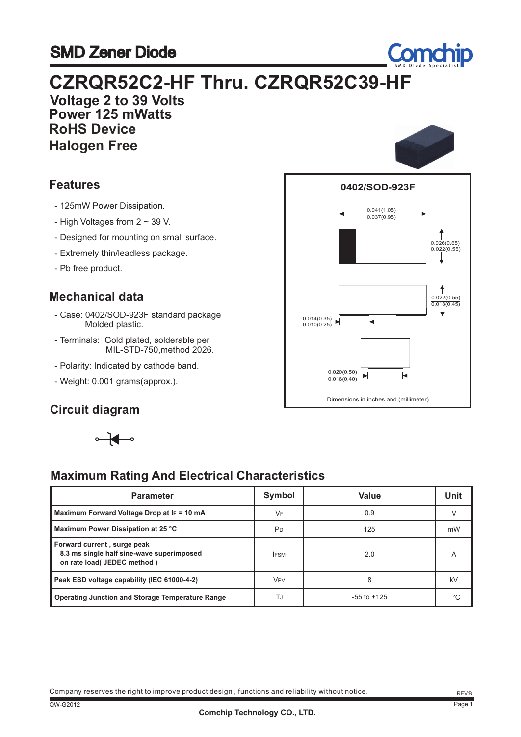# SMD Zener Diode

# CZRQR52C2-HF Thru. CZRQR52C39-HF

**Voltage 2 to 39 Volts**
**Power 125 mWatts**
**RoHS Device**
**Halogen Free**

## Features

- 125mW Power Dissipation.
- High Voltages from 2 ~ 39 V.
- Designed for mounting on small surface.
- Extremely thin/leadless package.
- Pb free product.

## Mechanical data

- Case: 0402/SOD-923F standard package Molded plastic.
- Terminals: Gold plated, solderable per MIL-STD-750,method 2026.
- Polarity: Indicated by cathode band.
- Weight: 0.001 grams(approx.).

**0402/SOD-923F**

0.041(1.05) / 0.037(0.95)

0.026(0.65) / 0.022(0.55)

0.022(0.55) / 0.018(0.45)

0.014(0.35) / 0.010(0.25)

0.020(0.50) / 0.016(0.40)

Dimensions in inches and (millimeter)

## Circuit diagram

## Maximum Rating And Electrical Characteristics

| Parameter | Symbol | Value | Unit |
|---|---|---|---|
| Maximum Forward Voltage Drop at $I_F$ = 10 mA | $V_F$ | 0.9 | V |
| Maximum Power Dissipation at 25 °C | $P_D$ | 125 | mW |
| Forward current , surge peak 8.3 ms single half sine-wave superimposed on rate load( JEDEC method ) | $I_{FSM}$ | 2.0 | A |
| Peak ESD voltage capability (IEC 61000-4-2) | $V_{PV}$ | 8 | kV |
| Operating Junction and Storage Temperature Range | $T_J$ | -55 to +125 | °C |

Company reserves the right to improve product design , functions and reliability without notice.

REV:B

QW-G2012

Comchip Technology CO., LTD.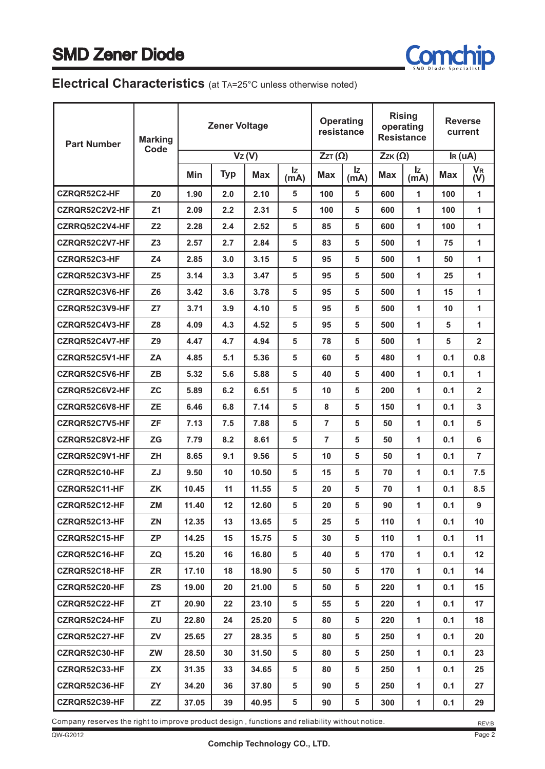# SMD Zener Diode

## Electrical Characteristics (at $T_A$=25°C unless otherwise noted)

| Part Number | Marking Code | Zener Voltage | | | | Operating resistance | | Rising operating Resistance | | Reverse current | |
|---|---|---|---|---|---|---|---|---|---|---|---|
| | | $V_Z$ (V) | | | | $Z_{ZT}$ (Ω) | | $Z_{ZK}$ (Ω) | | $I_R$ (uA) | |
| | | Min | Typ | Max | $I_Z$ (mA) | Max | $I_Z$ (mA) | Max | $I_Z$ (mA) | Max | $V_R$ (V) |
| CZRQR52C2-HF | Z0 | 1.90 | 2.0 | 2.10 | 5 | 100 | 5 | 600 | 1 | 100 | 1 |
| CZRQR52C2V2-HF | Z1 | 2.09 | 2.2 | 2.31 | 5 | 100 | 5 | 600 | 1 | 100 | 1 |
| CZRRQ52C2V4-HF | Z2 | 2.28 | 2.4 | 2.52 | 5 | 85 | 5 | 600 | 1 | 100 | 1 |
| CZRQR52C2V7-HF | Z3 | 2.57 | 2.7 | 2.84 | 5 | 83 | 5 | 500 | 1 | 75 | 1 |
| CZRQR52C3-HF | Z4 | 2.85 | 3.0 | 3.15 | 5 | 95 | 5 | 500 | 1 | 50 | 1 |
| CZRQR52C3V3-HF | Z5 | 3.14 | 3.3 | 3.47 | 5 | 95 | 5 | 500 | 1 | 25 | 1 |
| CZRQR52C3V6-HF | Z6 | 3.42 | 3.6 | 3.78 | 5 | 95 | 5 | 500 | 1 | 15 | 1 |
| CZRQR52C3V9-HF | Z7 | 3.71 | 3.9 | 4.10 | 5 | 95 | 5 | 500 | 1 | 10 | 1 |
| CZRQR52C4V3-HF | Z8 | 4.09 | 4.3 | 4.52 | 5 | 95 | 5 | 500 | 1 | 5 | 1 |
| CZRQR52C4V7-HF | Z9 | 4.47 | 4.7 | 4.94 | 5 | 78 | 5 | 500 | 1 | 5 | 2 |
| CZRQR52C5V1-HF | ZA | 4.85 | 5.1 | 5.36 | 5 | 60 | 5 | 480 | 1 | 0.1 | 0.8 |
| CZRQR52C5V6-HF | ZB | 5.32 | 5.6 | 5.88 | 5 | 40 | 5 | 400 | 1 | 0.1 | 1 |
| CZRQR52C6V2-HF | ZC | 5.89 | 6.2 | 6.51 | 5 | 10 | 5 | 200 | 1 | 0.1 | 2 |
| CZRQR52C6V8-HF | ZE | 6.46 | 6.8 | 7.14 | 5 | 8 | 5 | 150 | 1 | 0.1 | 3 |
| CZRQR52C7V5-HF | ZF | 7.13 | 7.5 | 7.88 | 5 | 7 | 5 | 50 | 1 | 0.1 | 5 |
| CZRQR52C8V2-HF | ZG | 7.79 | 8.2 | 8.61 | 5 | 7 | 5 | 50 | 1 | 0.1 | 6 |
| CZRQR52C9V1-HF | ZH | 8.65 | 9.1 | 9.56 | 5 | 10 | 5 | 50 | 1 | 0.1 | 7 |
| CZRQR52C10-HF | ZJ | 9.50 | 10 | 10.50 | 5 | 15 | 5 | 70 | 1 | 0.1 | 7.5 |
| CZRQR52C11-HF | ZK | 10.45 | 11 | 11.55 | 5 | 20 | 5 | 70 | 1 | 0.1 | 8.5 |
| CZRQR52C12-HF | ZM | 11.40 | 12 | 12.60 | 5 | 20 | 5 | 90 | 1 | 0.1 | 9 |
| CZRQR52C13-HF | ZN | 12.35 | 13 | 13.65 | 5 | 25 | 5 | 110 | 1 | 0.1 | 10 |
| CZRQR52C15-HF | ZP | 14.25 | 15 | 15.75 | 5 | 30 | 5 | 110 | 1 | 0.1 | 11 |
| CZRQR52C16-HF | ZQ | 15.20 | 16 | 16.80 | 5 | 40 | 5 | 170 | 1 | 0.1 | 12 |
| CZRQR52C18-HF | ZR | 17.10 | 18 | 18.90 | 5 | 50 | 5 | 170 | 1 | 0.1 | 14 |
| CZRQR52C20-HF | ZS | 19.00 | 20 | 21.00 | 5 | 50 | 5 | 220 | 1 | 0.1 | 15 |
| CZRQR52C22-HF | ZT | 20.90 | 22 | 23.10 | 5 | 55 | 5 | 220 | 1 | 0.1 | 17 |
| CZRQR52C24-HF | ZU | 22.80 | 24 | 25.20 | 5 | 80 | 5 | 220 | 1 | 0.1 | 18 |
| CZRQR52C27-HF | ZV | 25.65 | 27 | 28.35 | 5 | 80 | 5 | 250 | 1 | 0.1 | 20 |
| CZRQR52C30-HF | ZW | 28.50 | 30 | 31.50 | 5 | 80 | 5 | 250 | 1 | 0.1 | 23 |
| CZRQR52C33-HF | ZX | 31.35 | 33 | 34.65 | 5 | 80 | 5 | 250 | 1 | 0.1 | 25 |
| CZRQR52C36-HF | ZY | 34.20 | 36 | 37.80 | 5 | 90 | 5 | 250 | 1 | 0.1 | 27 |
| CZRQR52C39-HF | ZZ | 37.05 | 39 | 40.95 | 5 | 90 | 5 | 300 | 1 | 0.1 | 29 |

Company reserves the right to improve product design , functions and reliability without notice.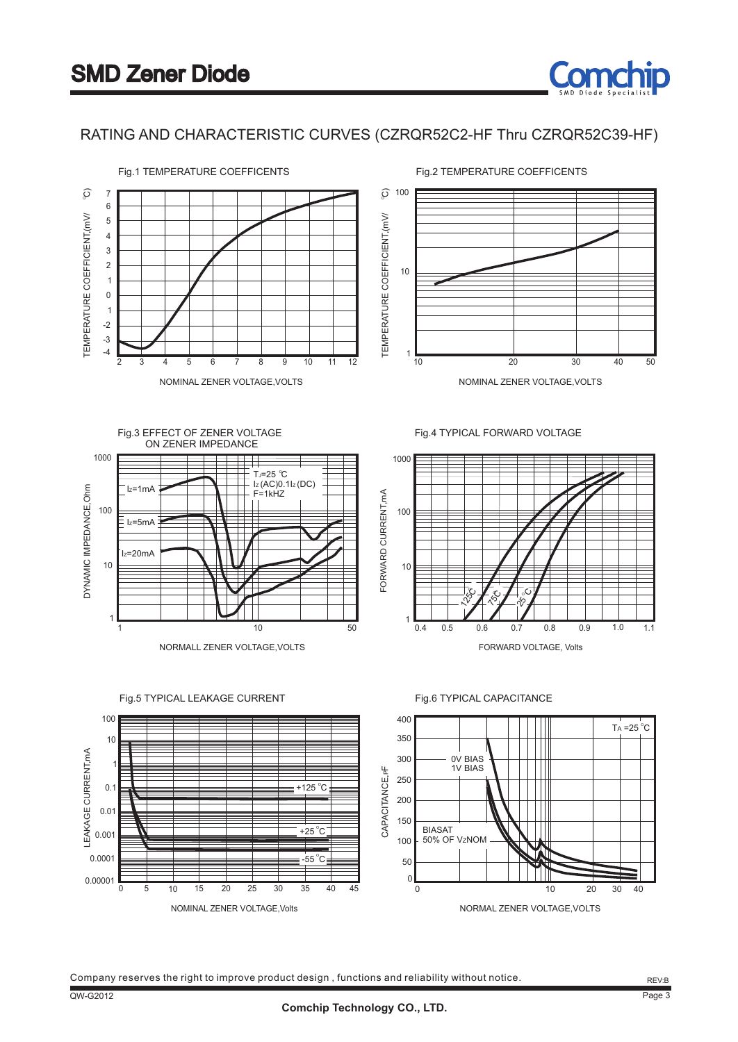# SMD Zener Diode

## RATING AND CHARACTERISTIC CURVES (CZRQR52C2-HF Thru CZRQR52C39-HF)

Fig.1 TEMPERATURE COEFFICENTS

Fig.2 TEMPERATURE COEFFICENTS

Fig.3 EFFECT OF ZENER VOLTAGE ON ZENER IMPEDANCE

Fig.4 TYPICAL FORWARD VOLTAGE

Fig.5 TYPICAL LEAKAGE CURRENT

Fig.6 TYPICAL CAPACITANCE

Company reserves the right to improve product design , functions and reliability without notice.

REV:B

QW-G2012

Comchip Technology CO., LTD.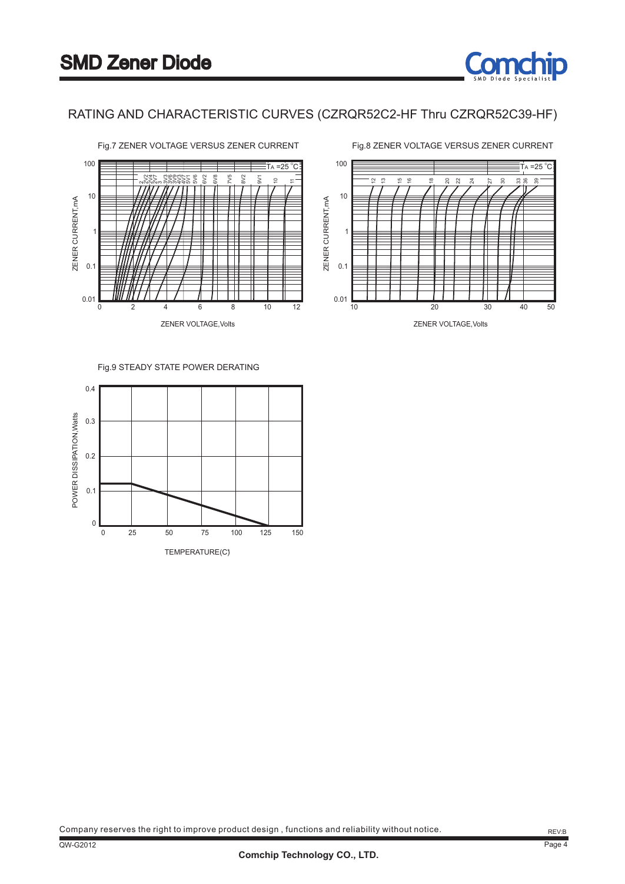## RATING AND CHARACTERISTIC CURVES (CZRQR52C2-HF Thru CZRQR52C39-HF)

Fig.7 ZENER VOLTAGE VERSUS ZENER CURRENT

Fig.8 ZENER VOLTAGE VERSUS ZENER CURRENT

Fig.9 STEADY STATE POWER DERATING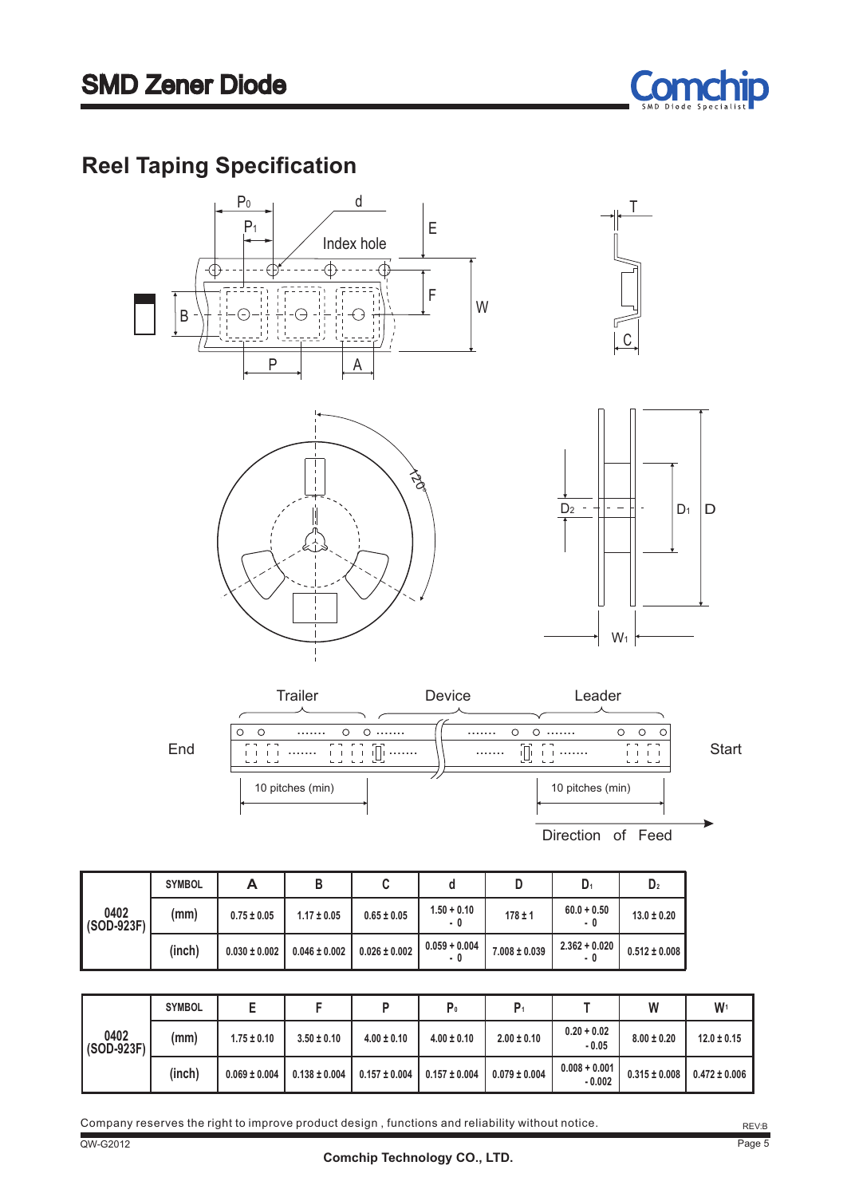# SMD Zener Diode

## Reel Taping Specification

Trailer | Device | Leader

End — Start

10 pitches (min) — 10 pitches (min)

Direction of Feed

| | SYMBOL | A | B | C | d | D | $D_1$ | $D_2$ |
|---|---|---|---|---|---|---|---|---|
| 0402 (SOD-923F) | (mm) | 0.75 ± 0.05 | 1.17 ± 0.05 | 0.65 ± 0.05 | 1.50 + 0.10 - 0 | 178 ± 1 | 60.0 + 0.50 - 0 | 13.0 ± 0.20 |
| | (inch) | 0.030 ± 0.002 | 0.046 ± 0.002 | 0.026 ± 0.002 | 0.059 + 0.004 - 0 | 7.008 ± 0.039 | 2.362 + 0.020 - 0 | 0.512 ± 0.008 |

| | SYMBOL | E | F | P | $P_0$ | $P_1$ | T | W | $W_1$ |
|---|---|---|---|---|---|---|---|---|---|
| 0402 (SOD-923F) | (mm) | 1.75 ± 0.10 | 3.50 ± 0.10 | 4.00 ± 0.10 | 4.00 ± 0.10 | 2.00 ± 0.10 | 0.20 + 0.02 - 0.05 | 8.00 ± 0.20 | 12.0 ± 0.15 |
| | (inch) | 0.069 ± 0.004 | 0.138 ± 0.004 | 0.157 ± 0.004 | 0.157 ± 0.004 | 0.079 ± 0.004 | 0.008 + 0.001 - 0.002 | 0.315 ± 0.008 | 0.472 ± 0.006 |

Company reserves the right to improve product design , functions and reliability without notice.

QW-G2012 REV:B

Comchip Technology CO., LTD.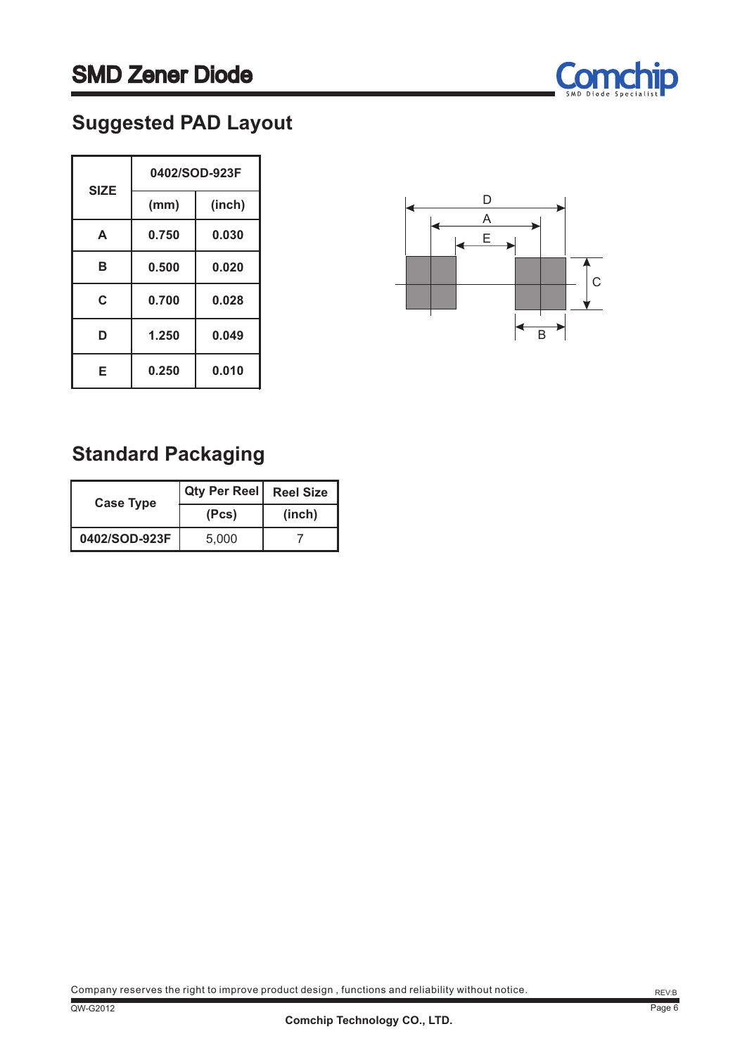## Suggested PAD Layout

| SIZE | 0402/SOD-923F | |
|---|---|---|
| | (mm) | (inch) |
| A | 0.750 | 0.030 |
| B | 0.500 | 0.020 |
| C | 0.700 | 0.028 |
| D | 1.250 | 0.049 |
| E | 0.250 | 0.010 |

D
A
E
C
B

## Standard Packaging

| Case Type | Qty Per Reel | Reel Size |
|---|---|---|
| | (Pcs) | (inch) |
| 0402/SOD-923F | 5,000 | 7 |

Company reserves the right to improve product design , functions and reliability without notice.

Comchip Technology CO., LTD.